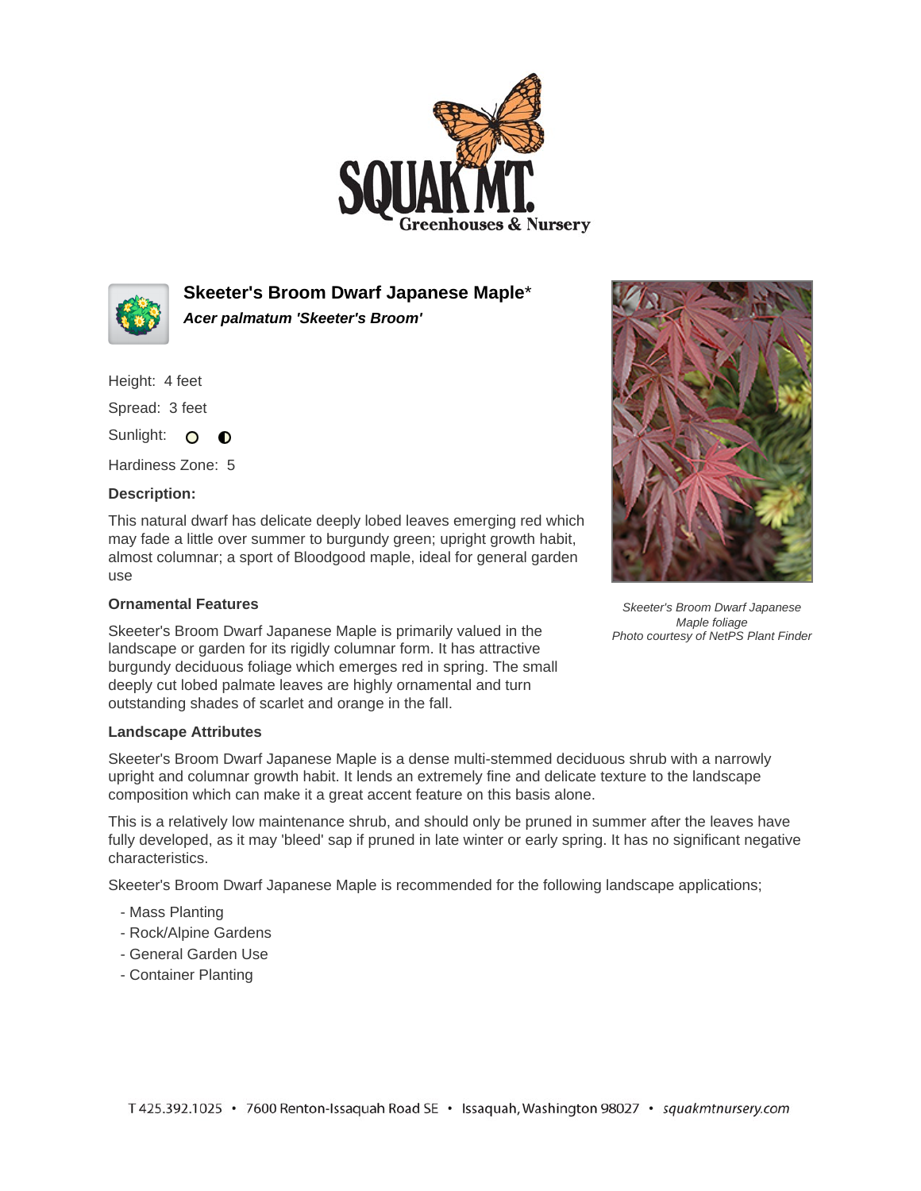# Skeeter's Broom Dwarf Japanese Maple*

***Acer palmatum 'Skeeter's Broom'***

Height: 4 feet

Spread: 3 feet

Sunlight:

Hardiness Zone: 5

**Description:**

This natural dwarf has delicate deeply lobed leaves emerging red which may fade a little over summer to burgundy green; upright growth habit, almost columnar; a sport of Bloodgood maple, ideal for general garden use

*Skeeter's Broom Dwarf Japanese Maple foliage*
*Photo courtesy of NetPS Plant Finder*

### Ornamental Features

Skeeter's Broom Dwarf Japanese Maple is primarily valued in the landscape or garden for its rigidly columnar form. It has attractive burgundy deciduous foliage which emerges red in spring. The small deeply cut lobed palmate leaves are highly ornamental and turn outstanding shades of scarlet and orange in the fall.

### Landscape Attributes

Skeeter's Broom Dwarf Japanese Maple is a dense multi-stemmed deciduous shrub with a narrowly upright and columnar growth habit. It lends an extremely fine and delicate texture to the landscape composition which can make it a great accent feature on this basis alone.

This is a relatively low maintenance shrub, and should only be pruned in summer after the leaves have fully developed, as it may 'bleed' sap if pruned in late winter or early spring. It has no significant negative characteristics.

Skeeter's Broom Dwarf Japanese Maple is recommended for the following landscape applications;

- Mass Planting
- Rock/Alpine Gardens
- General Garden Use
- Container Planting

T 425.392.1025 • 7600 Renton-Issaquah Road SE • Issaquah, Washington 98027 • squakmtnursery.com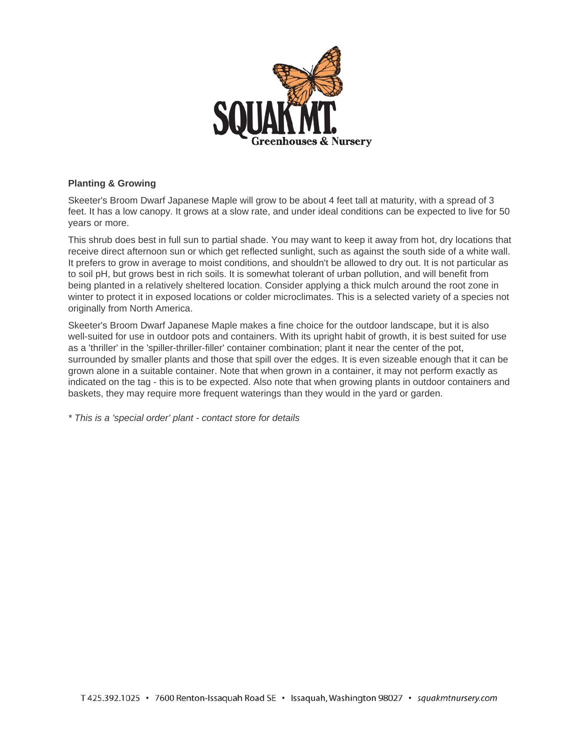**Planting & Growing**

Skeeter's Broom Dwarf Japanese Maple will grow to be about 4 feet tall at maturity, with a spread of 3 feet. It has a low canopy. It grows at a slow rate, and under ideal conditions can be expected to live for 50 years or more.

This shrub does best in full sun to partial shade. You may want to keep it away from hot, dry locations that receive direct afternoon sun or which get reflected sunlight, such as against the south side of a white wall. It prefers to grow in average to moist conditions, and shouldn't be allowed to dry out. It is not particular as to soil pH, but grows best in rich soils. It is somewhat tolerant of urban pollution, and will benefit from being planted in a relatively sheltered location. Consider applying a thick mulch around the root zone in winter to protect it in exposed locations or colder microclimates. This is a selected variety of a species not originally from North America.

Skeeter's Broom Dwarf Japanese Maple makes a fine choice for the outdoor landscape, but it is also well-suited for use in outdoor pots and containers. With its upright habit of growth, it is best suited for use as a 'thriller' in the 'spiller-thriller-filler' container combination; plant it near the center of the pot, surrounded by smaller plants and those that spill over the edges. It is even sizeable enough that it can be grown alone in a suitable container. Note that when grown in a container, it may not perform exactly as indicated on the tag - this is to be expected. Also note that when growing plants in outdoor containers and baskets, they may require more frequent waterings than they would in the yard or garden.

*\* This is a 'special order' plant - contact store for details*